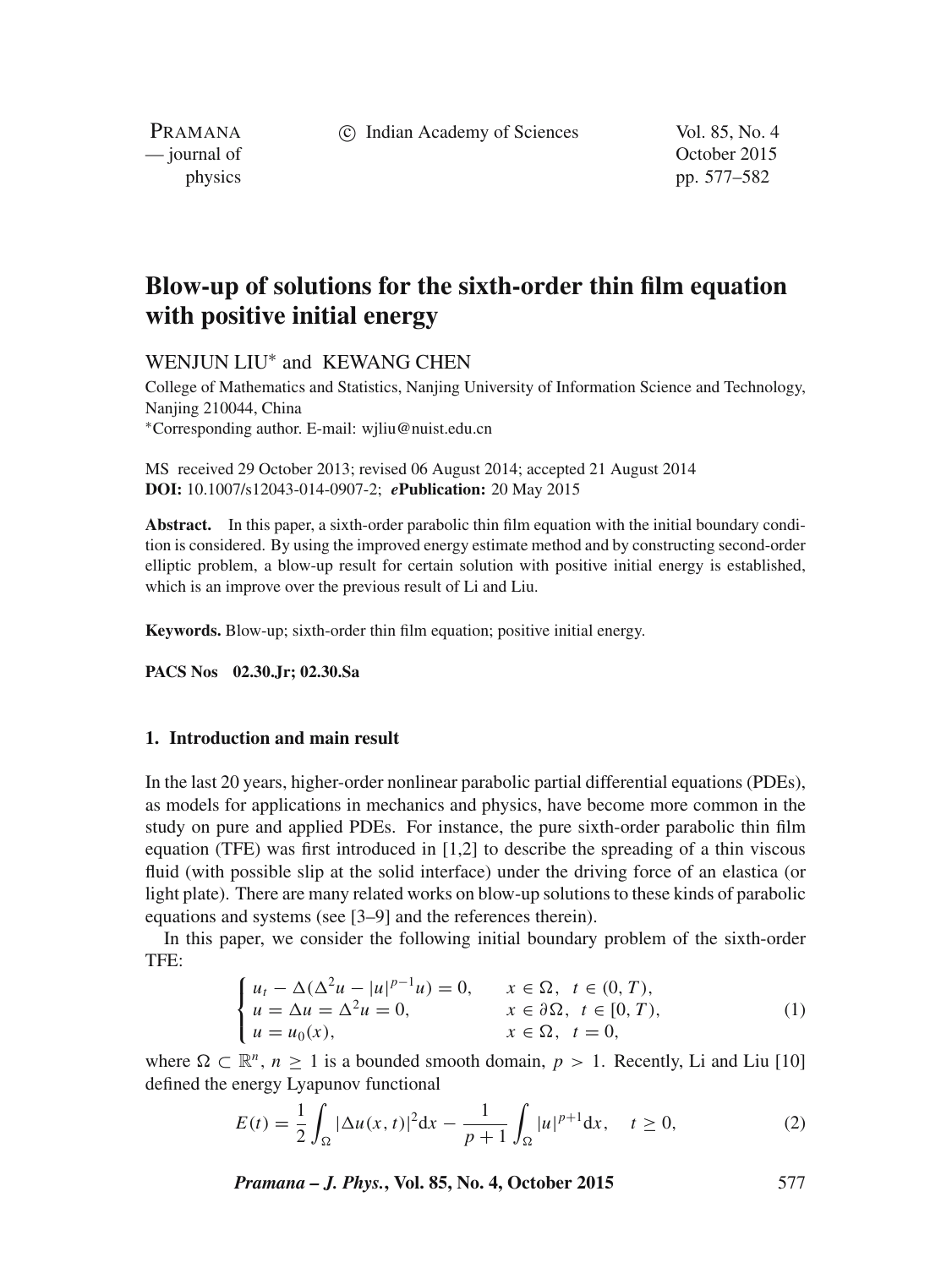# Blow-up of solutions for the sixth-order thin film equation with positive initial energy

WENJUN LIU* and KEWANG CHEN

College of Mathematics and Statistics, Nanjing University of Information Science and Technology, Nanjing 210044, China

*Corresponding author. E-mail: wjliu@nuist.edu.cn

MS received 29 October 2013; revised 06 August 2014; accepted 21 August 2014

**DOI:** 10.1007/s12043-014-0907-2; ***e*Publication:** 20 May 2015

**Abstract.** In this paper, a sixth-order parabolic thin film equation with the initial boundary condition is considered. By using the improved energy estimate method and by constructing second-order elliptic problem, a blow-up result for certain solution with positive initial energy is established, which is an improve over the previous result of Li and Liu.

**Keywords.** Blow-up; sixth-order thin film equation; positive initial energy.

**PACS Nos** 02.30.Jr; 02.30.Sa

## 1. Introduction and main result

In the last 20 years, higher-order nonlinear parabolic partial differential equations (PDEs), as models for applications in mechanics and physics, have become more common in the study on pure and applied PDEs. For instance, the pure sixth-order parabolic thin film equation (TFE) was first introduced in [1,2] to describe the spreading of a thin viscous fluid (with possible slip at the solid interface) under the driving force of an elastica (or light plate). There are many related works on blow-up solutions to these kinds of parabolic equations and systems (see [3–9] and the references therein).

In this paper, we consider the following initial boundary problem of the sixth-order TFE:

$$\begin{cases} u_t - \Delta(\Delta^2 u - |u|^{p-1}u) = 0, & x \in \Omega,\ \ t \in (0, T), \\ u = \Delta u = \Delta^2 u = 0, & x \in \partial\Omega,\ \ t \in [0, T), \\ u = u_0(x), & x \in \Omega,\ \ t = 0, \end{cases} \tag{1}$$

where $\Omega \subset \mathbb{R}^n$, $n \geq 1$ is a bounded smooth domain, $p > 1$. Recently, Li and Liu [10] defined the energy Lyapunov functional

$$E(t) = \frac{1}{2}\int_{\Omega} |\Delta u(x, t)|^2 \mathrm{d}x - \frac{1}{p+1}\int_{\Omega} |u|^{p+1} \mathrm{d}x, \quad t \geq 0, \tag{2}$$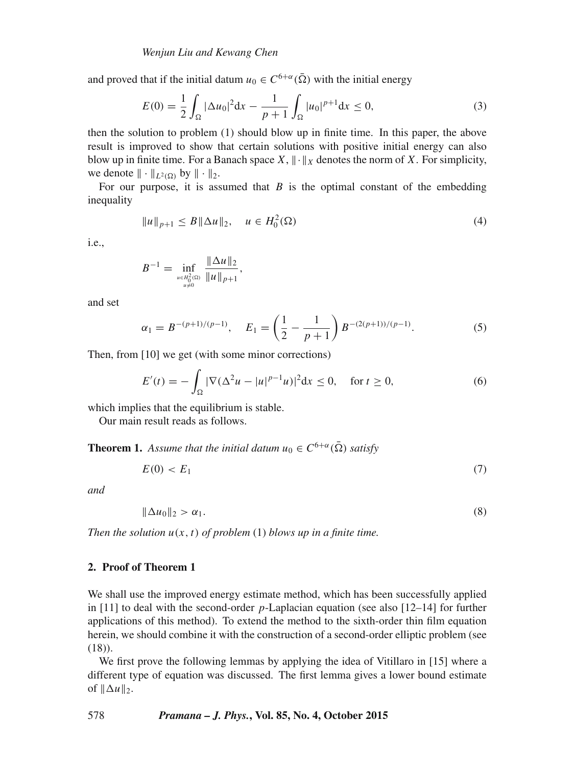and proved that if the initial datum $u_0 \in C^{6+\alpha}(\bar{\Omega})$ with the initial energy

$$E(0) = \frac{1}{2}\int_\Omega |\Delta u_0|^2 \mathrm{d}x - \frac{1}{p+1}\int_\Omega |u_0|^{p+1}\mathrm{d}x \le 0, \tag{3}$$

then the solution to problem (1) should blow up in finite time. In this paper, the above result is improved to show that certain solutions with positive initial energy can also blow up in finite time. For a Banach space $X$, $\|\cdot\|_X$ denotes the norm of $X$. For simplicity, we denote $\|\cdot\|_{L^2(\Omega)}$ by $\|\cdot\|_2$.

For our purpose, it is assumed that $B$ is the optimal constant of the embedding inequality

$$\|u\|_{p+1} \le B\|\Delta u\|_2, \quad u \in H_0^2(\Omega) \tag{4}$$

i.e.,

$$B^{-1} = \inf_{\substack{u \in H_0^2(\Omega)\\ u\neq 0}} \frac{\|\Delta u\|_2}{\|u\|_{p+1}},$$

and set

$$\alpha_1 = B^{-(p+1)/(p-1)}, \quad E_1 = \left(\frac{1}{2} - \frac{1}{p+1}\right) B^{-(2(p+1))/(p-1)}. \tag{5}$$

Then, from [10] we get (with some minor corrections)

$$E'(t) = -\int_\Omega |\nabla(\Delta^2 u - |u|^{p-1}u)|^2 \mathrm{d}x \le 0, \quad \text{for } t \ge 0, \tag{6}$$

which implies that the equilibrium is stable.

Our main result reads as follows.

**Theorem 1.** *Assume that the initial datum $u_0 \in C^{6+\alpha}(\bar{\Omega})$ satisfy*

$$E(0) < E_1 \tag{7}$$

*and*

$$\|\Delta u_0\|_2 > \alpha_1. \tag{8}$$

*Then the solution $u(x,t)$ of problem* (1) *blows up in a finite time.*

## 2. Proof of Theorem 1

We shall use the improved energy estimate method, which has been successfully applied in [11] to deal with the second-order $p$-Laplacian equation (see also [12–14] for further applications of this method). To extend the method to the sixth-order thin film equation herein, we should combine it with the construction of a second-order elliptic problem (see (18)).

We first prove the following lemmas by applying the idea of Vitillaro in [15] where a different type of equation was discussed. The first lemma gives a lower bound estimate of $\|\Delta u\|_2$.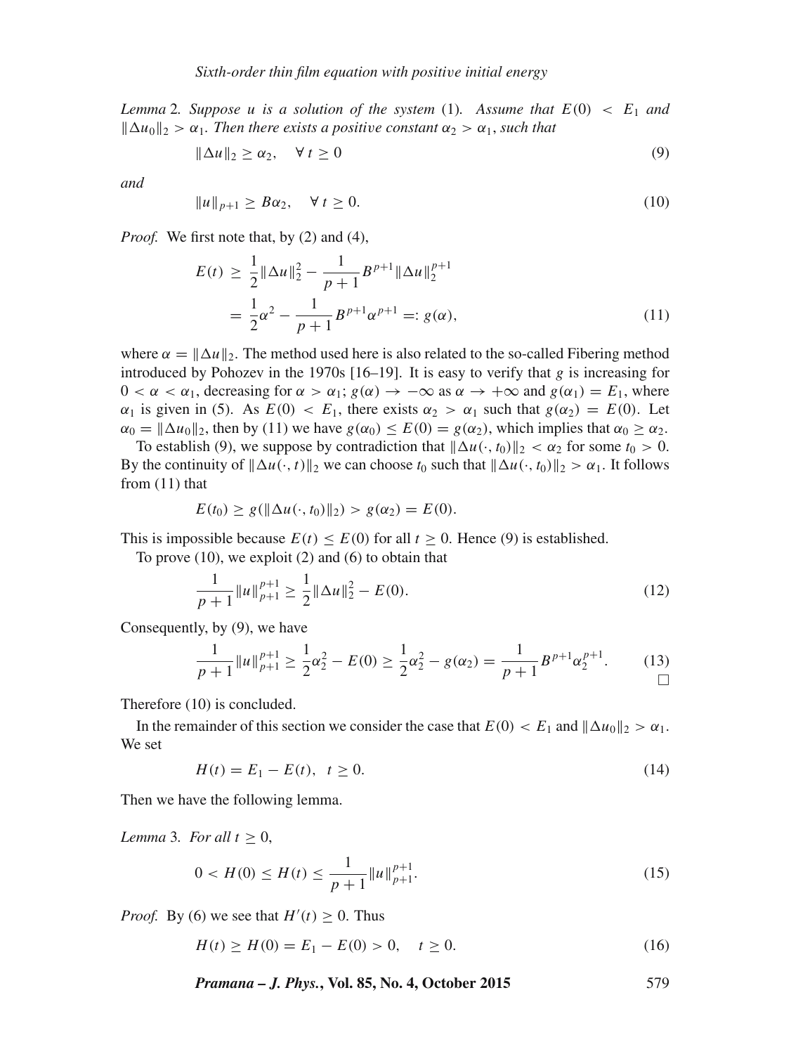*Lemma* 2. *Suppose $u$ is a solution of the system* (1). *Assume that $E(0) < E_1$ and $\|\Delta u_0\|_2 > \alpha_1$. Then there exists a positive constant $\alpha_2 > \alpha_1$, such that*

$$\|\Delta u\|_2 \geq \alpha_2, \quad \forall\, t \geq 0 \tag{9}$$

*and*

$$\|u\|_{p+1} \geq B\alpha_2, \quad \forall\, t \geq 0. \tag{10}$$

*Proof.* We first note that, by (2) and (4),

$$\begin{aligned} E(t) &\geq \frac{1}{2}\|\Delta u\|_2^2 - \frac{1}{p+1}B^{p+1}\|\Delta u\|_2^{p+1} \\ &= \frac{1}{2}\alpha^2 - \frac{1}{p+1}B^{p+1}\alpha^{p+1} =: g(\alpha), \end{aligned} \tag{11}$$

where $\alpha = \|\Delta u\|_2$. The method used here is also related to the so-called Fibering method introduced by Pohozev in the 1970s [16–19]. It is easy to verify that $g$ is increasing for $0 < \alpha < \alpha_1$, decreasing for $\alpha > \alpha_1$; $g(\alpha) \to -\infty$ as $\alpha \to +\infty$ and $g(\alpha_1) = E_1$, where $\alpha_1$ is given in (5). As $E(0) < E_1$, there exists $\alpha_2 > \alpha_1$ such that $g(\alpha_2) = E(0)$. Let $\alpha_0 = \|\Delta u_0\|_2$, then by (11) we have $g(\alpha_0) \leq E(0) = g(\alpha_2)$, which implies that $\alpha_0 \geq \alpha_2$.

To establish (9), we suppose by contradiction that $\|\Delta u(\cdot, t_0)\|_2 < \alpha_2$ for some $t_0 > 0$. By the continuity of $\|\Delta u(\cdot, t)\|_2$ we can choose $t_0$ such that $\|\Delta u(\cdot, t_0)\|_2 > \alpha_1$. It follows from (11) that

$$E(t_0) \geq g(\|\Delta u(\cdot, t_0)\|_2) > g(\alpha_2) = E(0).$$

This is impossible because $E(t) \leq E(0)$ for all $t \geq 0$. Hence (9) is established.

To prove (10), we exploit (2) and (6) to obtain that

$$\frac{1}{p+1}\|u\|_{p+1}^{p+1} \geq \frac{1}{2}\|\Delta u\|_2^2 - E(0). \tag{12}$$

Consequently, by (9), we have

$$\frac{1}{p+1}\|u\|_{p+1}^{p+1} \geq \frac{1}{2}\alpha_2^2 - E(0) \geq \frac{1}{2}\alpha_2^2 - g(\alpha_2) = \frac{1}{p+1}B^{p+1}\alpha_2^{p+1}. \tag{13}$$

□

Therefore (10) is concluded.

In the remainder of this section we consider the case that $E(0) < E_1$ and $\|\Delta u_0\|_2 > \alpha_1$. We set

$$H(t) = E_1 - E(t), \quad t \geq 0. \tag{14}$$

Then we have the following lemma.

*Lemma* 3. *For all $t \geq 0$,*

$$0 < H(0) \leq H(t) \leq \frac{1}{p+1}\|u\|_{p+1}^{p+1}. \tag{15}$$

*Proof.* By (6) we see that $H'(t) \geq 0$. Thus

$$H(t) \geq H(0) = E_1 - E(0) > 0, \quad t \geq 0. \tag{16}$$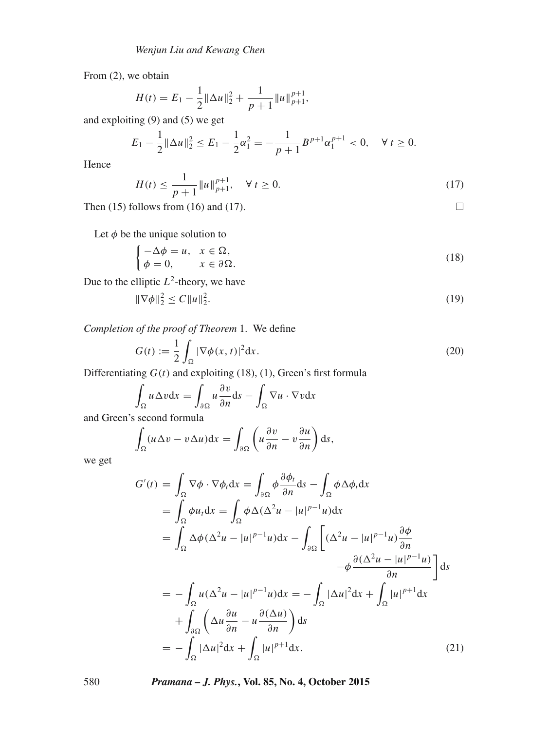From (2), we obtain

$$H(t) = E_1 - \frac{1}{2}\|\Delta u\|_2^2 + \frac{1}{p+1}\|u\|_{p+1}^{p+1},$$

and exploiting (9) and (5) we get

$$E_1 - \frac{1}{2}\|\Delta u\|_2^2 \le E_1 - \frac{1}{2}\alpha_1^2 = -\frac{1}{p+1}B^{p+1}\alpha_1^{p+1} < 0, \quad \forall\, t \ge 0.$$

Hence

$$H(t) \le \frac{1}{p+1}\|u\|_{p+1}^{p+1}, \quad \forall\, t \ge 0. \tag{17}$$

Then (15) follows from (16) and (17). □

Let $\phi$ be the unique solution to

$$\begin{cases} -\Delta\phi = u, & x \in \Omega, \\ \phi = 0, & x \in \partial\Omega. \end{cases} \tag{18}$$

Due to the elliptic $L^2$-theory, we have

$$\|\nabla\phi\|_2^2 \le C\|u\|_2^2. \tag{19}$$

*Completion of the proof of Theorem* 1. We define

$$G(t) := \frac{1}{2}\int_\Omega |\nabla\phi(x,t)|^2 \mathrm{d}x. \tag{20}$$

Differentiating $G(t)$ and exploiting (18), (1), Green's first formula

$$\int_\Omega u\Delta v \mathrm{d}x = \int_{\partial\Omega} u\frac{\partial v}{\partial n}\mathrm{d}s - \int_\Omega \nabla u \cdot \nabla v \mathrm{d}x$$

and Green's second formula

$$\int_\Omega (u\Delta v - v\Delta u)\mathrm{d}x = \int_{\partial\Omega}\left(u\frac{\partial v}{\partial n} - v\frac{\partial u}{\partial n}\right)\mathrm{d}s,$$

we get

$$\begin{aligned}
G'(t) &= \int_\Omega \nabla\phi\cdot\nabla\phi_t \mathrm{d}x = \int_{\partial\Omega}\phi\frac{\partial\phi_t}{\partial n}\mathrm{d}s - \int_\Omega \phi\Delta\phi_t\mathrm{d}x \\
&= \int_\Omega \phi u_t \mathrm{d}x = \int_\Omega \phi\Delta(\Delta^2 u - |u|^{p-1}u)\mathrm{d}x \\
&= \int_\Omega \Delta\phi(\Delta^2 u - |u|^{p-1}u)\mathrm{d}x - \int_{\partial\Omega}\Bigg[(\Delta^2 u - |u|^{p-1}u)\frac{\partial\phi}{\partial n} \\
&\qquad\qquad - \phi\frac{\partial(\Delta^2 u - |u|^{p-1}u)}{\partial n}\Bigg]\mathrm{d}s \\
&= -\int_\Omega u(\Delta^2 u - |u|^{p-1}u)\mathrm{d}x = -\int_\Omega |\Delta u|^2\mathrm{d}x + \int_\Omega |u|^{p+1}\mathrm{d}x \\
&\quad + \int_{\partial\Omega}\left(\Delta u\frac{\partial u}{\partial n} - u\frac{\partial(\Delta u)}{\partial n}\right)\mathrm{d}s \\
&= -\int_\Omega |\Delta u|^2\mathrm{d}x + \int_\Omega |u|^{p+1}\mathrm{d}x.
\end{aligned} \tag{21}$$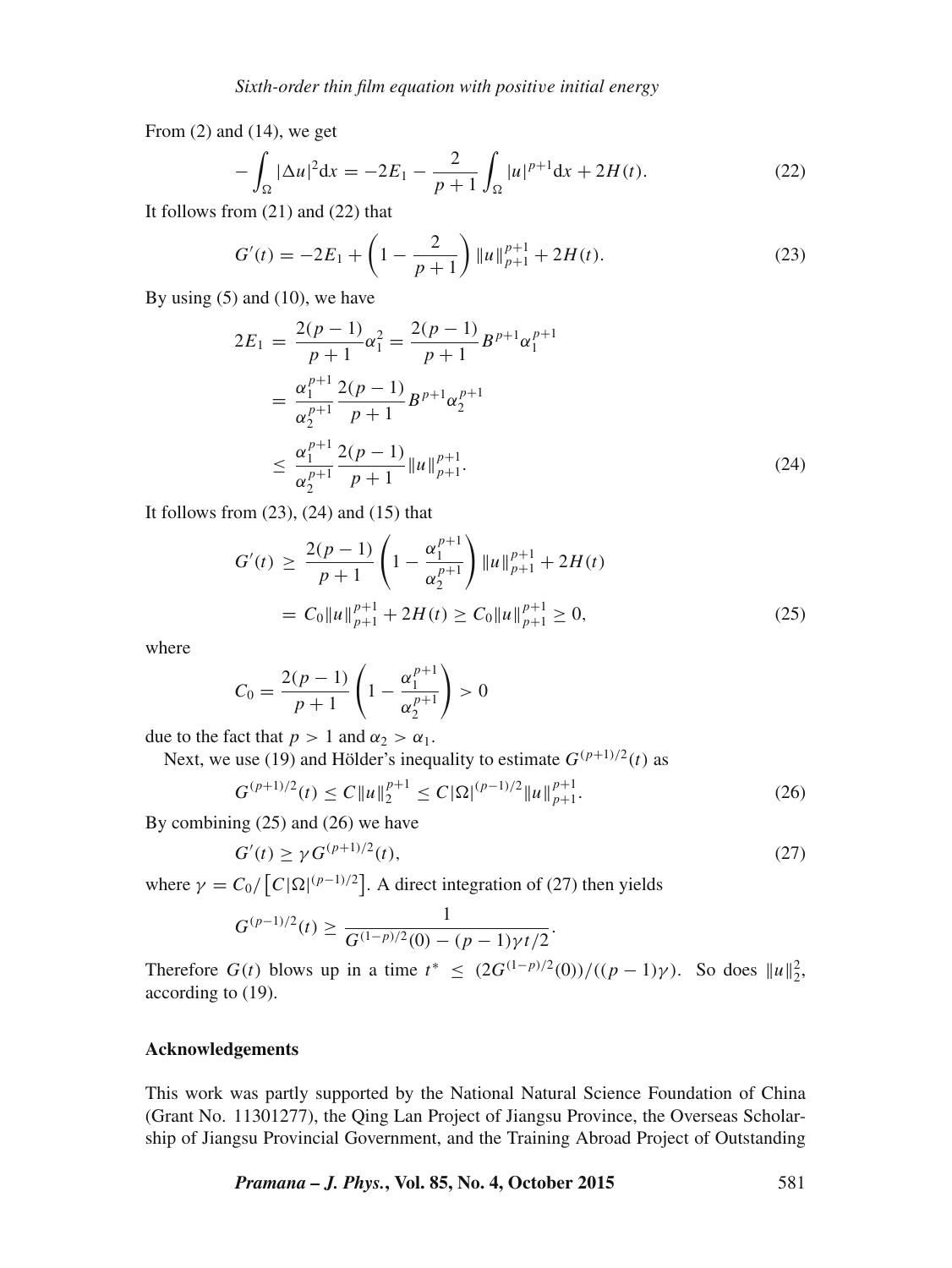From (2) and (14), we get

$$-\int_\Omega |\Delta u|^2 \mathrm{d}x = -2E_1 - \frac{2}{p+1}\int_\Omega |u|^{p+1}\mathrm{d}x + 2H(t). \tag{22}$$

It follows from (21) and (22) that

$$G'(t) = -2E_1 + \left(1 - \frac{2}{p+1}\right)\|u\|_{p+1}^{p+1} + 2H(t). \tag{23}$$

By using (5) and (10), we have

$$\begin{aligned}
2E_1 &= \frac{2(p-1)}{p+1}\alpha_1^2 = \frac{2(p-1)}{p+1}B^{p+1}\alpha_1^{p+1} \\
&= \frac{\alpha_1^{p+1}}{\alpha_2^{p+1}}\frac{2(p-1)}{p+1}B^{p+1}\alpha_2^{p+1} \\
&\le \frac{\alpha_1^{p+1}}{\alpha_2^{p+1}}\frac{2(p-1)}{p+1}\|u\|_{p+1}^{p+1}.
\end{aligned} \tag{24}$$

It follows from (23), (24) and (15) that

$$\begin{aligned}
G'(t) &\ge \frac{2(p-1)}{p+1}\left(1 - \frac{\alpha_1^{p+1}}{\alpha_2^{p+1}}\right)\|u\|_{p+1}^{p+1} + 2H(t) \\
&= C_0\|u\|_{p+1}^{p+1} + 2H(t) \ge C_0\|u\|_{p+1}^{p+1} \ge 0,
\end{aligned} \tag{25}$$

where

$$C_0 = \frac{2(p-1)}{p+1}\left(1 - \frac{\alpha_1^{p+1}}{\alpha_2^{p+1}}\right) > 0$$

due to the fact that $p > 1$ and $\alpha_2 > \alpha_1$.

Next, we use (19) and Hölder's inequality to estimate $G^{(p+1)/2}(t)$ as

$$G^{(p+1)/2}(t) \le C\|u\|_2^{p+1} \le C|\Omega|^{(p-1)/2}\|u\|_{p+1}^{p+1}. \tag{26}$$

By combining (25) and (26) we have

$$G'(t) \ge \gamma G^{(p+1)/2}(t), \tag{27}$$

where $\gamma = C_0/\left[C|\Omega|^{(p-1)/2}\right]$. A direct integration of (27) then yields

$$G^{(p-1)/2}(t) \ge \frac{1}{G^{(1-p)/2}(0) - (p-1)\gamma t/2}.$$

Therefore $G(t)$ blows up in a time $t^* \le (2G^{(1-p)/2}(0))/((p-1)\gamma)$. So does $\|u\|_2^2$, according to (19).

## Acknowledgements

This work was partly supported by the National Natural Science Foundation of China (Grant No. 11301277), the Qing Lan Project of Jiangsu Province, the Overseas Scholarship of Jiangsu Provincial Government, and the Training Abroad Project of Outstanding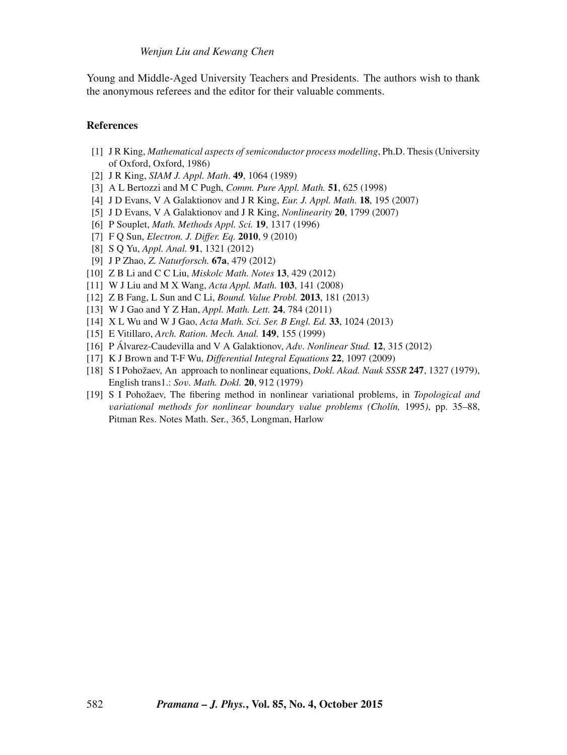Young and Middle-Aged University Teachers and Presidents. The authors wish to thank the anonymous referees and the editor for their valuable comments.

## References

[1] J R King, *Mathematical aspects of semiconductor process modelling*, Ph.D. Thesis (University of Oxford, Oxford, 1986)

[2] J R King, *SIAM J. Appl. Math*. **49**, 1064 (1989)

[3] A L Bertozzi and M C Pugh, *Comm. Pure Appl. Math.* **51**, 625 (1998)

[4] J D Evans, V A Galaktionov and J R King, *Eur. J. Appl. Math.* **18**, 195 (2007)

[5] J D Evans, V A Galaktionov and J R King, *Nonlinearity* **20**, 1799 (2007)

[6] P Souplet, *Math. Methods Appl. Sci.* **19**, 1317 (1996)

[7] F Q Sun, *Electron. J. Differ. Eq.* **2010**, 9 (2010)

[8] S Q Yu, *Appl. Anal.* **91**, 1321 (2012)

[9] J P Zhao, *Z. Naturforsch.* **67a**, 479 (2012)

[10] Z B Li and C C Liu, *Miskolc Math. Notes* **13**, 429 (2012)

[11] W J Liu and M X Wang, *Acta Appl. Math.* **103**, 141 (2008)

[12] Z B Fang, L Sun and C Li, *Bound. Value Probl.* **2013**, 181 (2013)

[13] W J Gao and Y Z Han, *Appl. Math. Lett.* **24**, 784 (2011)

[14] X L Wu and W J Gao, *Acta Math. Sci. Ser. B Engl. Ed.* **33**, 1024 (2013)

[15] E Vitillaro, *Arch. Ration. Mech. Anal.* **149**, 155 (1999)

[16] P Álvarez-Caudevilla and V A Galaktionov, *Adv. Nonlinear Stud.* **12**, 315 (2012)

[17] K J Brown and T-F Wu, *Differential Integral Equations* **22**, 1097 (2009)

[18] S I Pohožaev, An approach to nonlinear equations, *Dokl. Akad. Nauk SSSR* **247**, 1327 (1979), English trans1.: *Sov. Math. Dokl.* **20**, 912 (1979)

[19] S I Pohožaev, The fibering method in nonlinear variational problems, in *Topological and variational methods for nonlinear boundary value problems (Cholín,* 1995*)*, pp. 35–88, Pitman Res. Notes Math. Ser., 365, Longman, Harlow